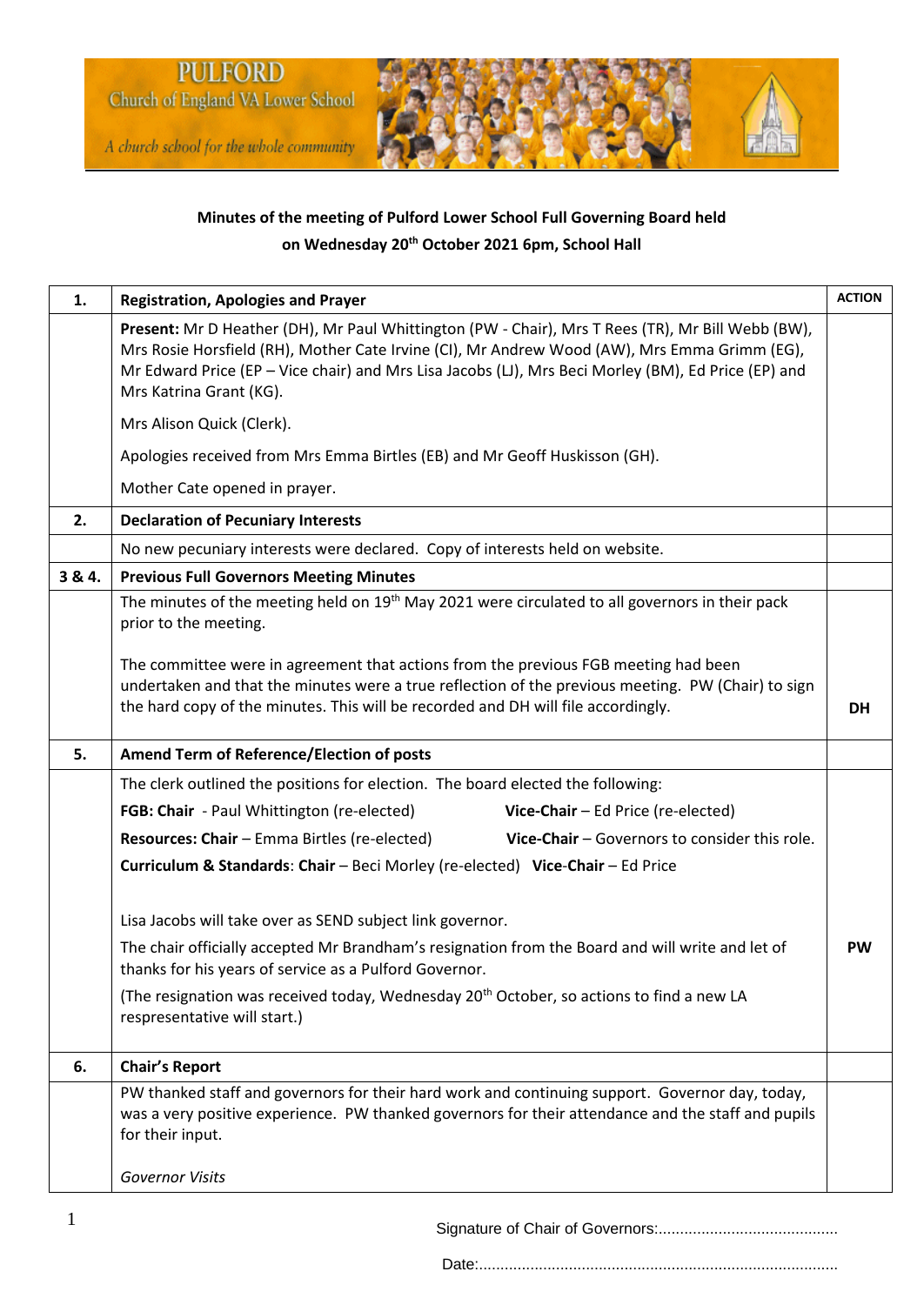PULFORD
Church of England VA Lower School
*A church school for the whole community*

**Minutes of the meeting of Pulford Lower School Full Governing Board held on Wednesday 20th October 2021 6pm, School Hall**

| 1. | **Registration, Apologies and Prayer** | **ACTION** |
|---|---|---|
| | **Present:** Mr D Heather (DH), Mr Paul Whittington (PW - Chair), Mrs T Rees (TR), Mr Bill Webb (BW), Mrs Rosie Horsfield (RH), Mother Cate Irvine (CI), Mr Andrew Wood (AW), Mrs Emma Grimm (EG), Mr Edward Price (EP – Vice chair) and Mrs Lisa Jacobs (LJ), Mrs Beci Morley (BM), Ed Price (EP) and Mrs Katrina Grant (KG).<br><br>Mrs Alison Quick (Clerk).<br><br>Apologies received from Mrs Emma Birtles (EB) and Mr Geoff Huskisson (GH).<br><br>Mother Cate opened in prayer. | |
| 2. | **Declaration of Pecuniary Interests** | |
| | No new pecuniary interests were declared. Copy of interests held on website. | |
| 3 & 4. | **Previous Full Governors Meeting Minutes** | |
| | The minutes of the meeting held on 19th May 2021 were circulated to all governors in their pack prior to the meeting.<br><br>The committee were in agreement that actions from the previous FGB meeting had been undertaken and that the minutes were a true reflection of the previous meeting. PW (Chair) to sign the hard copy of the minutes. This will be recorded and DH will file accordingly. | **DH** |
| 5. | **Amend Term of Reference/Election of posts** | |
| | The clerk outlined the positions for election. The board elected the following:<br><br>**FGB: Chair** - Paul Whittington (re-elected) **Vice-Chair** – Ed Price (re-elected)<br><br>**Resources: Chair** – Emma Birtles (re-elected) **Vice-Chair** – Governors to consider this role.<br><br>**Curriculum & Standards**: **Chair** – Beci Morley (re-elected) **Vice-Chair** – Ed Price<br><br>Lisa Jacobs will take over as SEND subject link governor.<br><br>The chair officially accepted Mr Brandham's resignation from the Board and will write and let of thanks for his years of service as a Pulford Governor.<br><br>(The resignation was received today, Wednesday 20th October, so actions to find a new LA respresentative will start.) | **PW** |
| 6. | **Chair's Report** | |
| | PW thanked staff and governors for their hard work and continuing support. Governor day, today, was a very positive experience. PW thanked governors for their attendance and the staff and pupils for their input.<br><br>*Governor Visits* | |

Signature of Chair of Governors:..........................................

Date:....................................................................................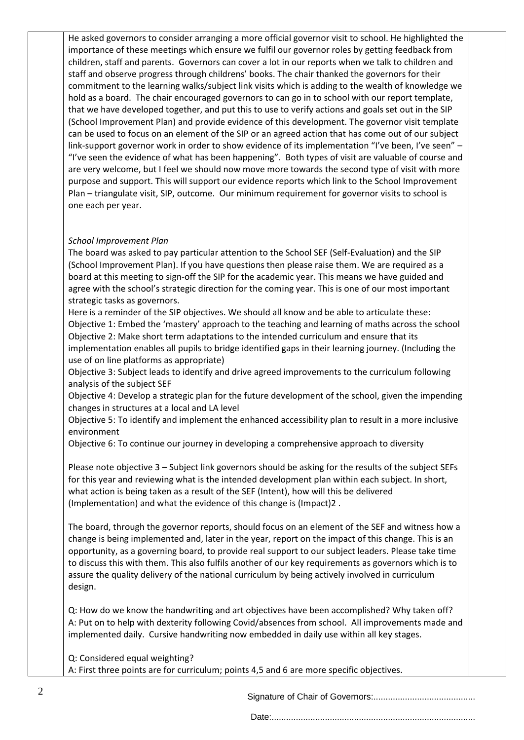He asked governors to consider arranging a more official governor visit to school. He highlighted the importance of these meetings which ensure we fulfil our governor roles by getting feedback from children, staff and parents. Governors can cover a lot in our reports when we talk to children and staff and observe progress through childrens' books. The chair thanked the governors for their commitment to the learning walks/subject link visits which is adding to the wealth of knowledge we hold as a board. The chair encouraged governors to can go in to school with our report template, that we have developed together, and put this to use to verify actions and goals set out in the SIP (School Improvement Plan) and provide evidence of this development. The governor visit template can be used to focus on an element of the SIP or an agreed action that has come out of our subject link-support governor work in order to show evidence of its implementation "I've been, I've seen" – "I've seen the evidence of what has been happening". Both types of visit are valuable of course and are very welcome, but I feel we should now move more towards the second type of visit with more purpose and support. This will support our evidence reports which link to the School Improvement Plan – triangulate visit, SIP, outcome. Our minimum requirement for governor visits to school is one each per year.

*School Improvement Plan*

The board was asked to pay particular attention to the School SEF (Self-Evaluation) and the SIP (School Improvement Plan). If you have questions then please raise them. We are required as a board at this meeting to sign-off the SIP for the academic year. This means we have guided and agree with the school's strategic direction for the coming year. This is one of our most important strategic tasks as governors.

Here is a reminder of the SIP objectives. We should all know and be able to articulate these:

Objective 1: Embed the 'mastery' approach to the teaching and learning of maths across the school

Objective 2: Make short term adaptations to the intended curriculum and ensure that its implementation enables all pupils to bridge identified gaps in their learning journey. (Including the use of on line platforms as appropriate)

Objective 3: Subject leads to identify and drive agreed improvements to the curriculum following analysis of the subject SEF

Objective 4: Develop a strategic plan for the future development of the school, given the impending changes in structures at a local and LA level

Objective 5: To identify and implement the enhanced accessibility plan to result in a more inclusive environment

Objective 6: To continue our journey in developing a comprehensive approach to diversity

Please note objective 3 – Subject link governors should be asking for the results of the subject SEFs for this year and reviewing what is the intended development plan within each subject. In short, what action is being taken as a result of the SEF (Intent), how will this be delivered (Implementation) and what the evidence of this change is (Impact)2 .

The board, through the governor reports, should focus on an element of the SEF and witness how a change is being implemented and, later in the year, report on the impact of this change. This is an opportunity, as a governing board, to provide real support to our subject leaders. Please take time to discuss this with them. This also fulfils another of our key requirements as governors which is to assure the quality delivery of the national curriculum by being actively involved in curriculum design.

Q: How do we know the handwriting and art objectives have been accomplished? Why taken off?
A: Put on to help with dexterity following Covid/absences from school. All improvements made and implemented daily. Cursive handwriting now embedded in daily use within all key stages.

Q: Considered equal weighting?
A: First three points are for curriculum; points 4,5 and 6 are more specific objectives.

Signature of Chair of Governors:..........................................

Date:...................................................................................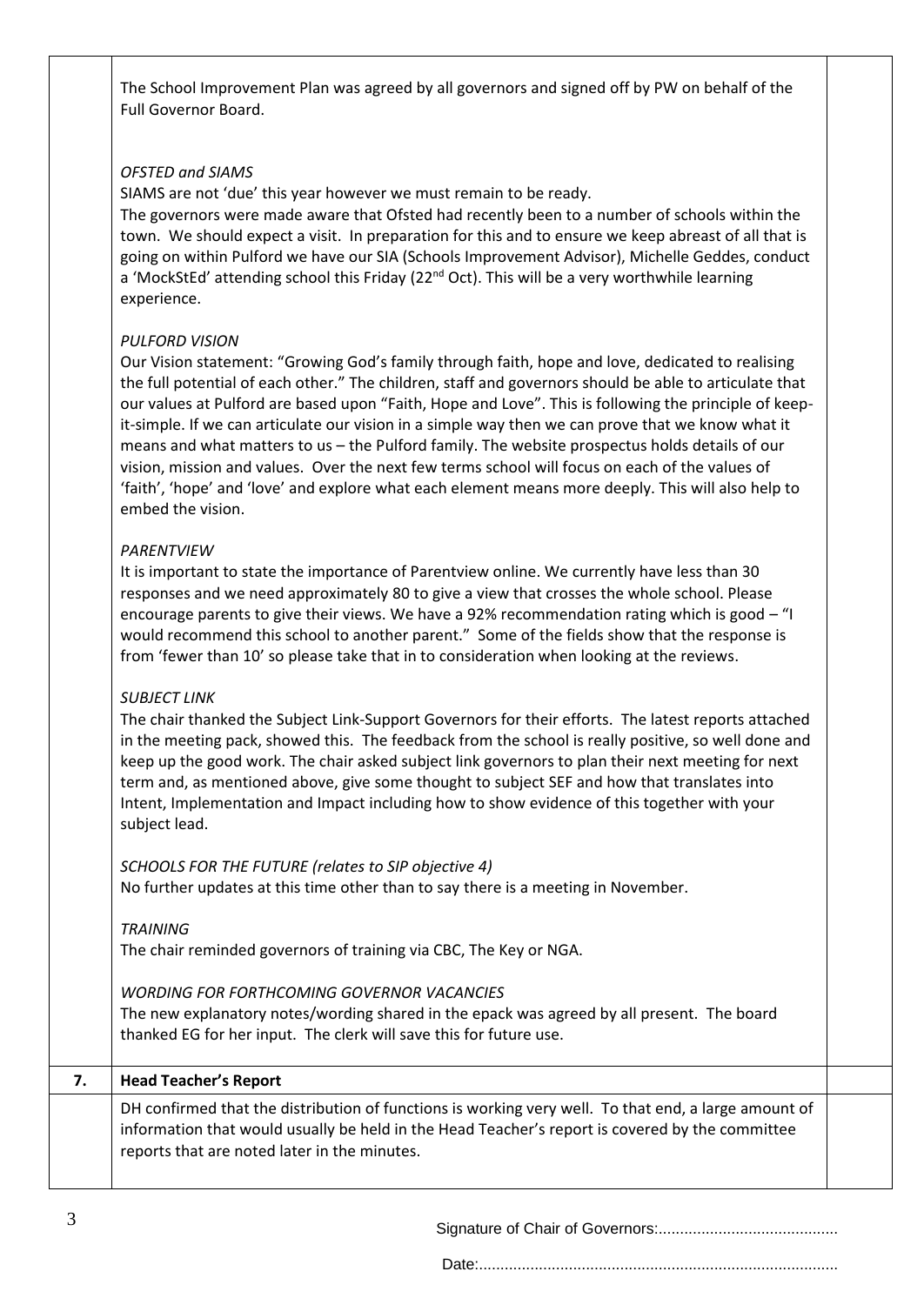The School Improvement Plan was agreed by all governors and signed off by PW on behalf of the Full Governor Board.

*OFSTED and SIAMS*

SIAMS are not 'due' this year however we must remain to be ready.

The governors were made aware that Ofsted had recently been to a number of schools within the town. We should expect a visit. In preparation for this and to ensure we keep abreast of all that is going on within Pulford we have our SIA (Schools Improvement Advisor), Michelle Geddes, conduct a 'MockStEd' attending school this Friday (22nd Oct). This will be a very worthwhile learning experience.

*PULFORD VISION*

Our Vision statement: "Growing God's family through faith, hope and love, dedicated to realising the full potential of each other." The children, staff and governors should be able to articulate that our values at Pulford are based upon "Faith, Hope and Love". This is following the principle of keep-it-simple. If we can articulate our vision in a simple way then we can prove that we know what it means and what matters to us – the Pulford family. The website prospectus holds details of our vision, mission and values. Over the next few terms school will focus on each of the values of 'faith', 'hope' and 'love' and explore what each element means more deeply. This will also help to embed the vision.

*PARENTVIEW*

It is important to state the importance of Parentview online. We currently have less than 30 responses and we need approximately 80 to give a view that crosses the whole school. Please encourage parents to give their views. We have a 92% recommendation rating which is good – "I would recommend this school to another parent." Some of the fields show that the response is from 'fewer than 10' so please take that in to consideration when looking at the reviews.

*SUBJECT LINK*

The chair thanked the Subject Link-Support Governors for their efforts. The latest reports attached in the meeting pack, showed this. The feedback from the school is really positive, so well done and keep up the good work. The chair asked subject link governors to plan their next meeting for next term and, as mentioned above, give some thought to subject SEF and how that translates into Intent, Implementation and Impact including how to show evidence of this together with your subject lead.

*SCHOOLS FOR THE FUTURE (relates to SIP objective 4)*

No further updates at this time other than to say there is a meeting in November.

*TRAINING*

The chair reminded governors of training via CBC, The Key or NGA.

*WORDING FOR FORTHCOMING GOVERNOR VACANCIES*

The new explanatory notes/wording shared in the epack was agreed by all present. The board thanked EG for her input. The clerk will save this for future use.

## 7. Head Teacher's Report

DH confirmed that the distribution of functions is working very well. To that end, a large amount of information that would usually be held in the Head Teacher's report is covered by the committee reports that are noted later in the minutes.

Signature of Chair of Governors:..........................................

Date:...................................................................................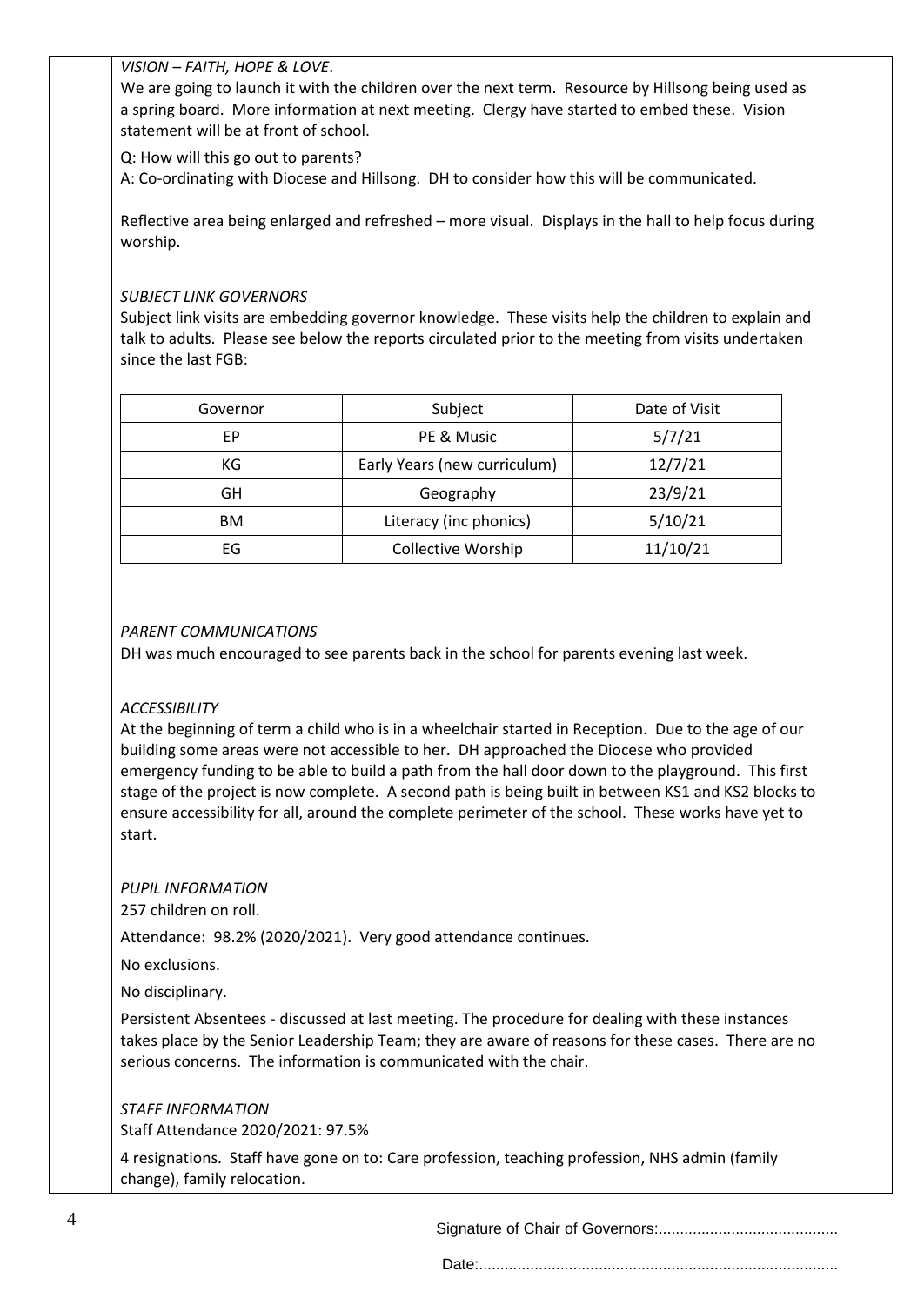*VISION – FAITH, HOPE & LOVE*.

We are going to launch it with the children over the next term. Resource by Hillsong being used as a spring board. More information at next meeting. Clergy have started to embed these. Vision statement will be at front of school.

Q: How will this go out to parents?

A: Co-ordinating with Diocese and Hillsong. DH to consider how this will be communicated.

Reflective area being enlarged and refreshed – more visual. Displays in the hall to help focus during worship.

*SUBJECT LINK GOVERNORS*

Subject link visits are embedding governor knowledge. These visits help the children to explain and talk to adults. Please see below the reports circulated prior to the meeting from visits undertaken since the last FGB:

| Governor | Subject | Date of Visit |
|---|---|---|
| EP | PE & Music | 5/7/21 |
| KG | Early Years (new curriculum) | 12/7/21 |
| GH | Geography | 23/9/21 |
| BM | Literacy (inc phonics) | 5/10/21 |
| EG | Collective Worship | 11/10/21 |

*PARENT COMMUNICATIONS*

DH was much encouraged to see parents back in the school for parents evening last week.

*ACCESSIBILITY*

At the beginning of term a child who is in a wheelchair started in Reception. Due to the age of our building some areas were not accessible to her. DH approached the Diocese who provided emergency funding to be able to build a path from the hall door down to the playground. This first stage of the project is now complete. A second path is being built in between KS1 and KS2 blocks to ensure accessibility for all, around the complete perimeter of the school. These works have yet to start.

*PUPIL INFORMATION*

257 children on roll.

Attendance: 98.2% (2020/2021). Very good attendance continues.

No exclusions.

No disciplinary.

Persistent Absentees - discussed at last meeting. The procedure for dealing with these instances takes place by the Senior Leadership Team; they are aware of reasons for these cases. There are no serious concerns. The information is communicated with the chair.

*STAFF INFORMATION*

Staff Attendance 2020/2021: 97.5%

4 resignations. Staff have gone on to: Care profession, teaching profession, NHS admin (family change), family relocation.

Signature of Chair of Governors:..........................................

Date:....................................................................................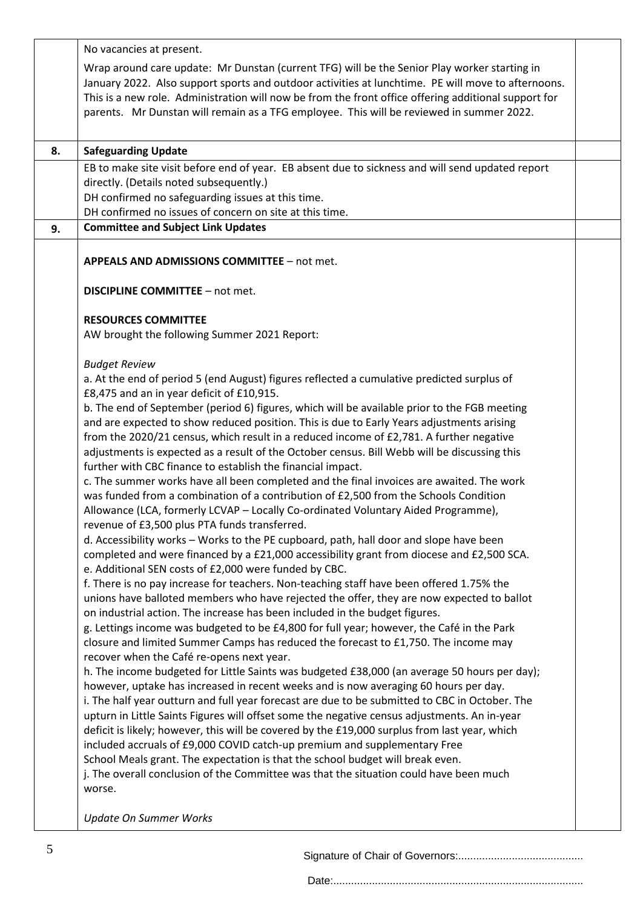| | | |
|---|---|---|
| | No vacancies at present.<br><br>Wrap around care update: Mr Dunstan (current TFG) will be the Senior Play worker starting in January 2022. Also support sports and outdoor activities at lunchtime. PE will move to afternoons. This is a new role. Administration will now be from the front office offering additional support for parents. Mr Dunstan will remain as a TFG employee. This will be reviewed in summer 2022. | |
| **8.** | **Safeguarding Update** | |
| | EB to make site visit before end of year. EB absent due to sickness and will send updated report directly. (Details noted subsequently.)<br>DH confirmed no safeguarding issues at this time.<br>DH confirmed no issues of concern on site at this time. | |
| **9.** | **Committee and Subject Link Updates** | |
| | **APPEALS AND ADMISSIONS COMMITTEE** – not met.<br><br>**DISCIPLINE COMMITTEE** – not met.<br><br>**RESOURCES COMMITTEE**<br>AW brought the following Summer 2021 Report:<br><br>*Budget Review*<br>a. At the end of period 5 (end August) figures reflected a cumulative predicted surplus of £8,475 and an in year deficit of £10,915.<br>b. The end of September (period 6) figures, which will be available prior to the FGB meeting and are expected to show reduced position. This is due to Early Years adjustments arising from the 2020/21 census, which result in a reduced income of £2,781. A further negative adjustments is expected as a result of the October census. Bill Webb will be discussing this further with CBC finance to establish the financial impact.<br>c. The summer works have all been completed and the final invoices are awaited. The work was funded from a combination of a contribution of £2,500 from the Schools Condition Allowance (LCA, formerly LCVAP – Locally Co-ordinated Voluntary Aided Programme), revenue of £3,500 plus PTA funds transferred.<br>d. Accessibility works – Works to the PE cupboard, path, hall door and slope have been completed and were financed by a £21,000 accessibility grant from diocese and £2,500 SCA.<br>e. Additional SEN costs of £2,000 were funded by CBC.<br>f. There is no pay increase for teachers. Non-teaching staff have been offered 1.75% the unions have balloted members who have rejected the offer, they are now expected to ballot on industrial action. The increase has been included in the budget figures.<br>g. Lettings income was budgeted to be £4,800 for full year; however, the Café in the Park closure and limited Summer Camps has reduced the forecast to £1,750. The income may recover when the Café re-opens next year.<br>h. The income budgeted for Little Saints was budgeted £38,000 (an average 50 hours per day); however, uptake has increased in recent weeks and is now averaging 60 hours per day.<br>i. The half year outturn and full year forecast are due to be submitted to CBC in October. The upturn in Little Saints Figures will offset some the negative census adjustments. An in-year deficit is likely; however, this will be covered by the £19,000 surplus from last year, which included accruals of £9,000 COVID catch-up premium and supplementary Free School Meals grant. The expectation is that the school budget will break even.<br>j. The overall conclusion of the Committee was that the situation could have been much worse.<br><br>*Update On Summer Works* | |

Signature of Chair of Governors:..........................................

Date:...................................................................................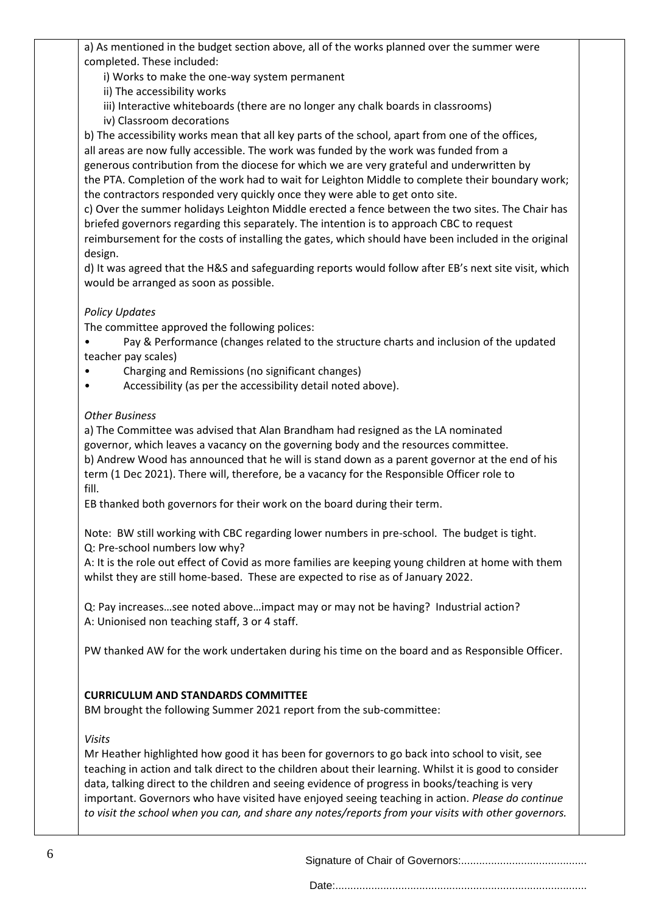a) As mentioned in the budget section above, all of the works planned over the summer were completed. These included:

i) Works to make the one-way system permanent
ii) The accessibility works
iii) Interactive whiteboards (there are no longer any chalk boards in classrooms)
iv) Classroom decorations

b) The accessibility works mean that all key parts of the school, apart from one of the offices, all areas are now fully accessible. The work was funded by the work was funded from a generous contribution from the diocese for which we are very grateful and underwritten by the PTA. Completion of the work had to wait for Leighton Middle to complete their boundary work; the contractors responded very quickly once they were able to get onto site.
c) Over the summer holidays Leighton Middle erected a fence between the two sites. The Chair has briefed governors regarding this separately. The intention is to approach CBC to request reimbursement for the costs of installing the gates, which should have been included in the original design.
d) It was agreed that the H&S and safeguarding reports would follow after EB's next site visit, which would be arranged as soon as possible.

*Policy Updates*

The committee approved the following polices:

- Pay & Performance (changes related to the structure charts and inclusion of the updated teacher pay scales)
- Charging and Remissions (no significant changes)
- Accessibility (as per the accessibility detail noted above).

*Other Business*

a) The Committee was advised that Alan Brandham had resigned as the LA nominated governor, which leaves a vacancy on the governing body and the resources committee.
b) Andrew Wood has announced that he will is stand down as a parent governor at the end of his term (1 Dec 2021). There will, therefore, be a vacancy for the Responsible Officer role to fill.
EB thanked both governors for their work on the board during their term.

Note: BW still working with CBC regarding lower numbers in pre-school. The budget is tight.
Q: Pre-school numbers low why?
A: It is the role out effect of Covid as more families are keeping young children at home with them whilst they are still home-based. These are expected to rise as of January 2022.

Q: Pay increases…see noted above…impact may or may not be having? Industrial action?
A: Unionised non teaching staff, 3 or 4 staff.

PW thanked AW for the work undertaken during his time on the board and as Responsible Officer.

**CURRICULUM AND STANDARDS COMMITTEE**

BM brought the following Summer 2021 report from the sub-committee:

*Visits*

Mr Heather highlighted how good it has been for governors to go back into school to visit, see teaching in action and talk direct to the children about their learning. Whilst it is good to consider data, talking direct to the children and seeing evidence of progress in books/teaching is very important. Governors who have visited have enjoyed seeing teaching in action. *Please do continue to visit the school when you can, and share any notes/reports from your visits with other governors.*

Signature of Chair of Governors:..........................................

Date:...................................................................................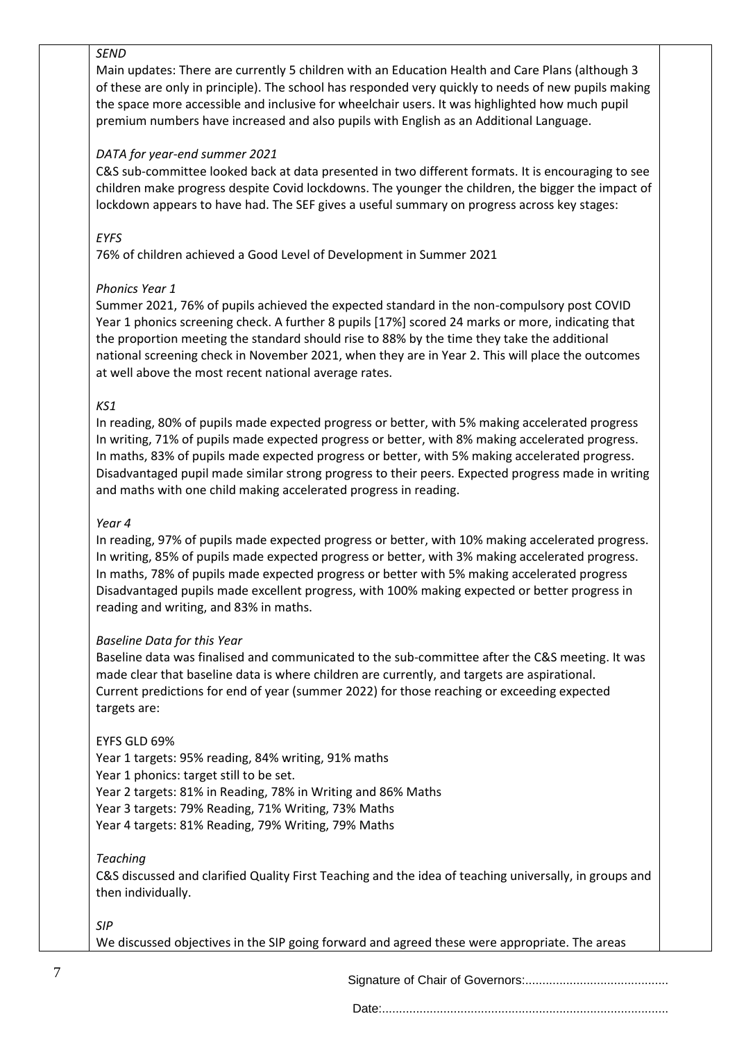*SEND*

Main updates: There are currently 5 children with an Education Health and Care Plans (although 3 of these are only in principle). The school has responded very quickly to needs of new pupils making the space more accessible and inclusive for wheelchair users. It was highlighted how much pupil premium numbers have increased and also pupils with English as an Additional Language.

*DATA for year-end summer 2021*

C&S sub-committee looked back at data presented in two different formats. It is encouraging to see children make progress despite Covid lockdowns. The younger the children, the bigger the impact of lockdown appears to have had. The SEF gives a useful summary on progress across key stages:

*EYFS*

76% of children achieved a Good Level of Development in Summer 2021

*Phonics Year 1*

Summer 2021, 76% of pupils achieved the expected standard in the non-compulsory post COVID Year 1 phonics screening check. A further 8 pupils [17%] scored 24 marks or more, indicating that the proportion meeting the standard should rise to 88% by the time they take the additional national screening check in November 2021, when they are in Year 2. This will place the outcomes at well above the most recent national average rates.

*KS1*

In reading, 80% of pupils made expected progress or better, with 5% making accelerated progress
In writing, 71% of pupils made expected progress or better, with 8% making accelerated progress.
In maths, 83% of pupils made expected progress or better, with 5% making accelerated progress.
Disadvantaged pupil made similar strong progress to their peers. Expected progress made in writing and maths with one child making accelerated progress in reading.

*Year 4*

In reading, 97% of pupils made expected progress or better, with 10% making accelerated progress.
In writing, 85% of pupils made expected progress or better, with 3% making accelerated progress.
In maths, 78% of pupils made expected progress or better with 5% making accelerated progress
Disadvantaged pupils made excellent progress, with 100% making expected or better progress in reading and writing, and 83% in maths.

*Baseline Data for this Year*

Baseline data was finalised and communicated to the sub-committee after the C&S meeting. It was made clear that baseline data is where children are currently, and targets are aspirational.
Current predictions for end of year (summer 2022) for those reaching or exceeding expected targets are:

EYFS GLD 69%
Year 1 targets: 95% reading, 84% writing, 91% maths
Year 1 phonics: target still to be set.
Year 2 targets: 81% in Reading, 78% in Writing and 86% Maths
Year 3 targets: 79% Reading, 71% Writing, 73% Maths
Year 4 targets: 81% Reading, 79% Writing, 79% Maths

*Teaching*

C&S discussed and clarified Quality First Teaching and the idea of teaching universally, in groups and then individually.

*SIP*

We discussed objectives in the SIP going forward and agreed these were appropriate. The areas

Signature of Chair of Governors:..........................................

Date:...................................................................................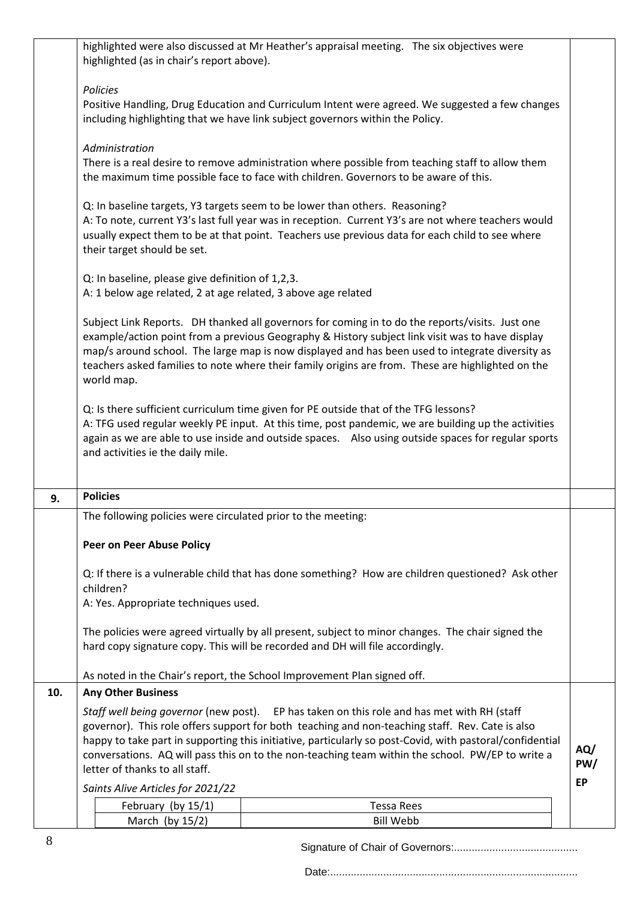highlighted were also discussed at Mr Heather's appraisal meeting. The six objectives were highlighted (as in chair's report above).

*Policies*

Positive Handling, Drug Education and Curriculum Intent were agreed. We suggested a few changes including highlighting that we have link subject governors within the Policy.

*Administration*

There is a real desire to remove administration where possible from teaching staff to allow them the maximum time possible face to face with children. Governors to be aware of this.

Q: In baseline targets, Y3 targets seem to be lower than others. Reasoning?
A: To note, current Y3's last full year was in reception. Current Y3's are not where teachers would usually expect them to be at that point. Teachers use previous data for each child to see where their target should be set.

Q: In baseline, please give definition of 1,2,3.
A: 1 below age related, 2 at age related, 3 above age related

Subject Link Reports. DH thanked all governors for coming in to do the reports/visits. Just one example/action point from a previous Geography & History subject link visit was to have display map/s around school. The large map is now displayed and has been used to integrate diversity as teachers asked families to note where their family origins are from. These are highlighted on the world map.

Q: Is there sufficient curriculum time given for PE outside that of the TFG lessons?
A: TFG used regular weekly PE input. At this time, post pandemic, we are building up the activities again as we are able to use inside and outside spaces. Also using outside spaces for regular sports and activities ie the daily mile.

## 9. Policies

The following policies were circulated prior to the meeting:

**Peer on Peer Abuse Policy**

Q: If there is a vulnerable child that has done something? How are children questioned? Ask other children?
A: Yes. Appropriate techniques used.

The policies were agreed virtually by all present, subject to minor changes. The chair signed the hard copy signature copy. This will be recorded and DH will file accordingly.

As noted in the Chair's report, the School Improvement Plan signed off.

## 10. Any Other Business

*Staff well being governor* (new post). EP has taken on this role and has met with RH (staff governor). This role offers support for both teaching and non-teaching staff. Rev. Cate is also happy to take part in supporting this initiative, particularly so post-Covid, with pastoral/confidential conversations. AQ will pass this on to the non-teaching team within the school. PW/EP to write a letter of thanks to all staff. **AQ/ PW/ EP**

*Saints Alive Articles for 2021/22*

| | |
|---|---|
| February (by 15/1) | Tessa Rees |
| March (by 15/2) | Bill Webb |

Signature of Chair of Governors:..........................................

Date:...................................................................................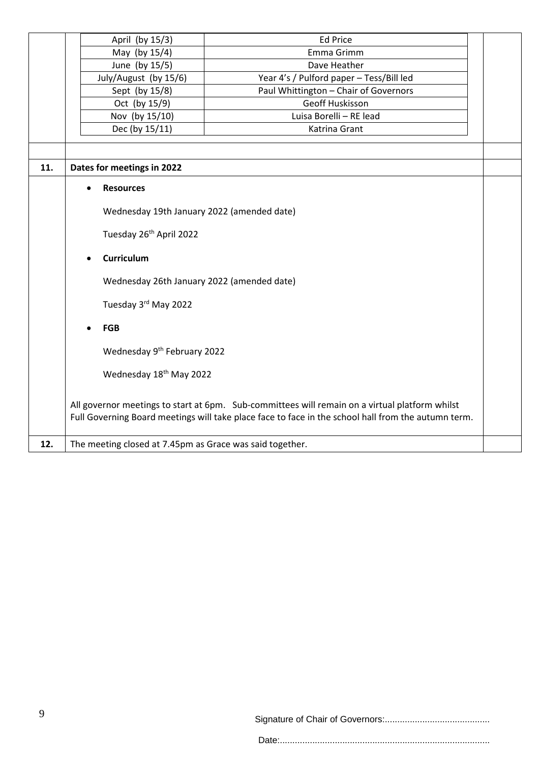| | |
|---|---|
| April (by 15/3) | Ed Price |
| May (by 15/4) | Emma Grimm |
| June (by 15/5) | Dave Heather |
| July/August (by 15/6) | Year 4's / Pulford paper – Tess/Bill led |
| Sept (by 15/8) | Paul Whittington – Chair of Governors |
| Oct (by 15/9) | Geoff Huskisson |
| Nov (by 15/10) | Luisa Borelli – RE lead |
| Dec (by 15/11) | Katrina Grant |

**11. Dates for meetings in 2022**

- **Resources**

  Wednesday 19th January 2022 (amended date)

  Tuesday 26th April 2022

- **Curriculum**

  Wednesday 26th January 2022 (amended date)

  Tuesday 3rd May 2022

- **FGB**

  Wednesday 9th February 2022

  Wednesday 18th May 2022

All governor meetings to start at 6pm. Sub-committees will remain on a virtual platform whilst Full Governing Board meetings will take place face to face in the school hall from the autumn term.

**12.** The meeting closed at 7.45pm as Grace was said together.

Signature of Chair of Governors:..........................................

Date:...................................................................................